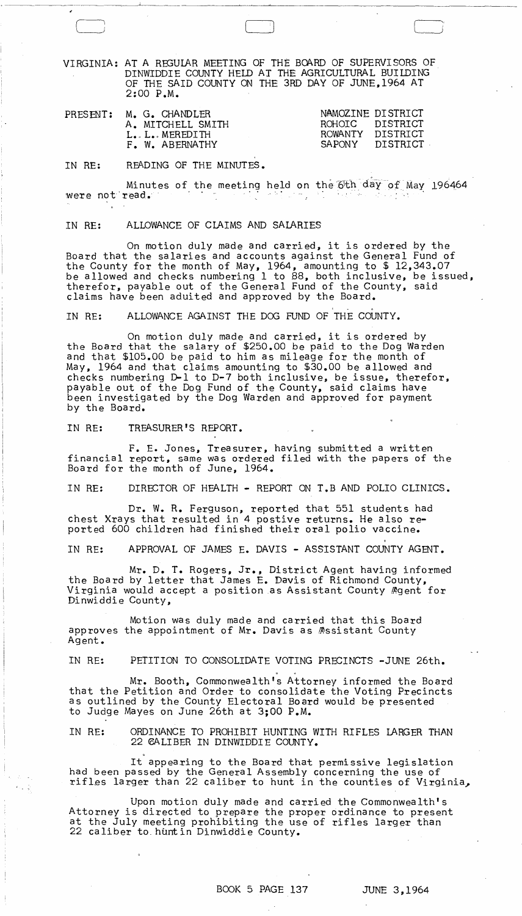VIRGINIA: AT A REGULAR MEETING OF THE BOARD OF SUPERVISORS OF DINWIDDIE COUNTY HELD AT THE AGRICULTURAL BUILDING OF THE SAID COUNTY ON THE 3RD DAY OF JUNE,1964 AT 2:00 P.M.

| PRESENT: | | |
|---|---|---|
| | M. G. CHANDLER | NAMOZINE DISTRICT |
| | A. MITCHELL SMITH | ROHOIC DISTRICT |
| | L. L. MEREDITH | ROWANTY DISTRICT |
| | F. W. ABERNATHY | SAPONY DISTRICT |

IN RE: READING OF THE MINUTES.

Minutes of the meeting held on the 6th day of May 196464 were not read.

IN RE: ALLOWANCE OF CLAIMS AND SALARIES

On motion duly made and carried, it is ordered by the Board that the salaries and accounts against the General Fund of the County for the month of May, 1964, amounting to $ 12,343.07 be allowed and checks numbering 1 to 88, both inclusive, be issued, therefor, payable out of the General Fund of the County, said claims have been aduited and approved by the Board.

IN RE: ALLOWANCE AGAINST THE DOG FUND OF THE COUNTY.

On motion duly made and carried, it is ordered by the Board that the salary of $250.00 be paid to the Dog Warden and that $105.00 be paid to him as mileage for the month of May, 1964 and that claims amounting to $30.00 be allowed and checks numbering D-1 to D-7 both inclusive, be issue, therefor, payable out of the Dog Fund of the County, said claims have been investigated by the Dog Warden and approved for payment by the Board.

IN RE: TREASURER'S REPORT.

F. E. Jones, Treasurer, having submitted a written financial report, same was ordered filed with the papers of the Board for the month of June, 1964.

IN RE: DIRECTOR OF HEALTH - REPORT ON T.B AND POLIO CLINICS.

Dr. W. R. Ferguson, reported that 551 students had chest Xrays that resulted in 4 postive returns. He also reported 600 children had finished their oral polio vaccine.

IN RE: APPROVAL OF JAMES E. DAVIS - ASSISTANT COUNTY AGENT.

Mr. D. T. Rogers, Jr., District Agent having informed the Board by letter that James E. Davis of Richmond County, Virginia would accept a position as Assistant County Agent for Dinwiddie County,

Motion was duly made and carried that this Board approves the appointment of Mr. Davis as Assistant County Agent.

IN RE: PETITION TO CONSOLIDATE VOTING PRECINCTS -JUNE 26th.

Mr. Booth, Commonwealth's Attorney informed the Board that the Petition and Order to consolidate the Voting Precincts as outlined by the County Electoral Board would be presented to Judge Mayes on June 26th at 3;00 P.M.

IN RE: ORDINANCE TO PROHIBIT HUNTING WITH RIFLES LARGER THAN 22 CALIBER IN DINWIDDIE COUNTY.

It appearing to the Board that permissive legislation had been passed by the General Assembly concerning the use of rifles larger than 22 caliber to hunt in the counties of Virginia,

Upon motion duly made and carried the Commonwealth's Attorney is directed to prepare the proper ordinance to present at the July meeting prohibiting the use of rifles larger than 22 caliber to huntin Dinwiddie County.

BOOK 5 PAGE 137 JUNE 3,1964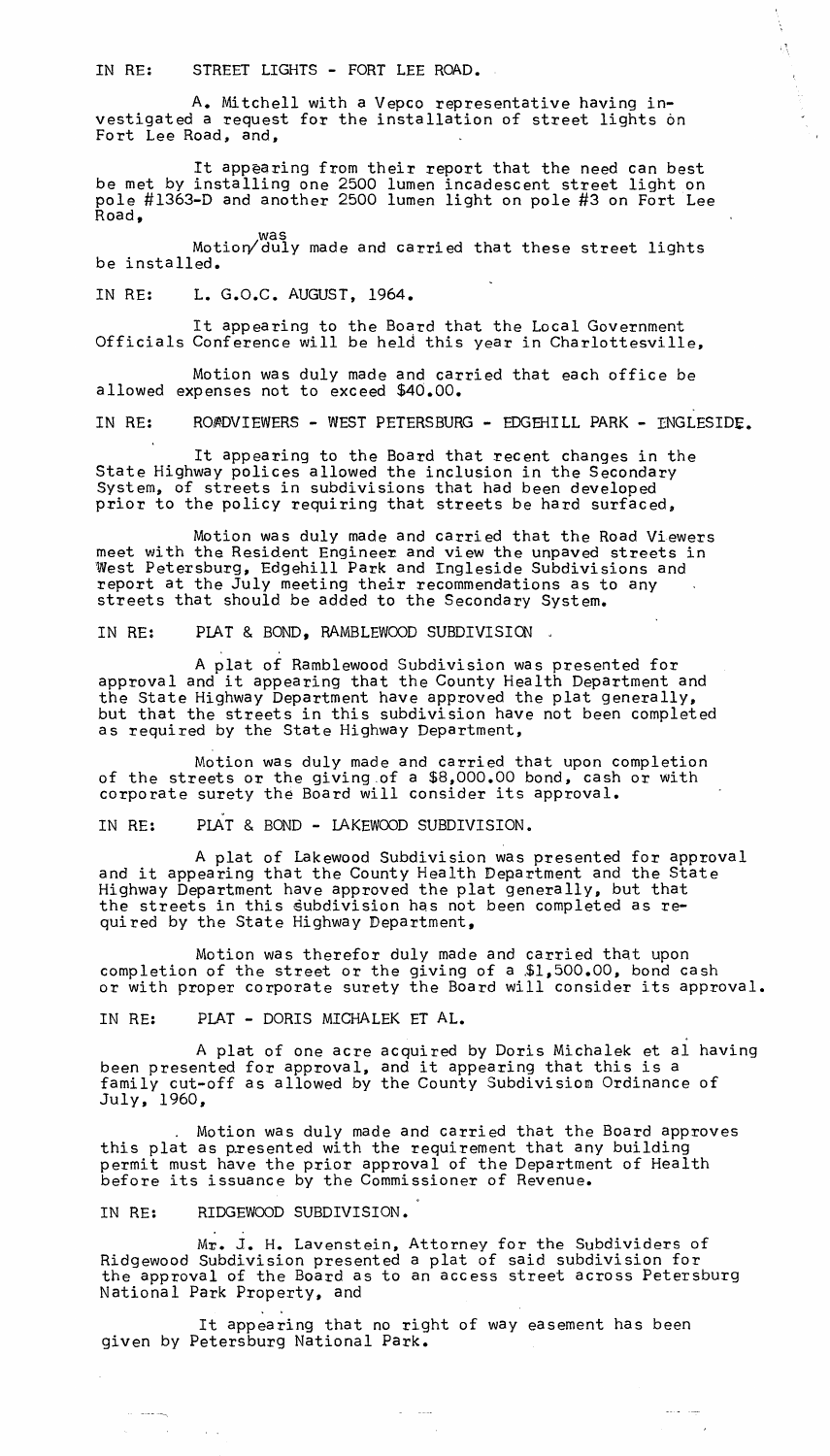IN RE: STREET LIGHTS - FORT LEE ROAD.

A. Mitchell with a Vepco representative having investigated a request for the installation of street lights on Fort Lee Road, and,

It appearing from their report that the need can best be met by installing one 2500 lumen incadescent street light on pole #1363-D and another 2500 lumen light on pole #3 on Fort Lee Road,

Motion was duly made and carried that these street lights be installed.

IN RE: L. G.O.C. AUGUST, 1964.

It appearing to the Board that the Local Government Officials Conference will be held this year in Charlottesville,

Motion was duly made and carried that each office be allowed expenses not to exceed $40.00.

IN RE: ROADVIEWERS - WEST PETERSBURG - EDGEHILL PARK - INGLESIDE.

It appearing to the Board that recent changes in the State Highway polices allowed the inclusion in the Secondary System, of streets in subdivisions that had been developed prior to the policy requiring that streets be hard surfaced,

Motion was duly made and carried that the Road Viewers meet with the Resident Engineer and view the unpaved streets in West Petersburg, Edgehill Park and Ingleside Subdivisions and report at the July meeting their recommendations as to any streets that should be added to the Secondary System.

IN RE: PLAT & BOND, RAMBLEWOOD SUBDIVISION.

A plat of Ramblewood Subdivision was presented for approval and it appearing that the County Health Department and the State Highway Department have approved the plat generally, but that the streets in this subdivision have not been completed as required by the State Highway Department,

Motion was duly made and carried that upon completion of the streets or the giving of a $8,000.00 bond, cash or with corporate surety the Board will consider its approval.

IN RE: PLAT & BOND - LAKEWOOD SUBDIVISION.

A plat of Lakewood Subdivision was presented for approval and it appearing that the County Health Department and the State Highway Department have approved the plat generally, but that the streets in this subdivision has not been completed as required by the State Highway Department,

Motion was therefor duly made and carried that upon completion of the street or the giving of a $1,500.00, bond cash or with proper corporate surety the Board will consider its approval.

IN RE: PLAT - DORIS MICHALEK ET AL.

A plat of one acre acquired by Doris Michalek et al having been presented for approval, and it appearing that this is a family cut-off as allowed by the County Subdivision Ordinance of July, 1960,

Motion was duly made and carried that the Board approves this plat as presented with the requirement that any building permit must have the prior approval of the Department of Health before its issuance by the Commissioner of Revenue.

IN RE: RIDGEWOOD SUBDIVISION.

Mr. J. H. Lavenstein, Attorney for the Subdividers of Ridgewood Subdivision presented a plat of said subdivision for the approval of the Board as to an access street across Petersburg National Park Property, and

It appearing that no right of way easement has been given by Petersburg National Park.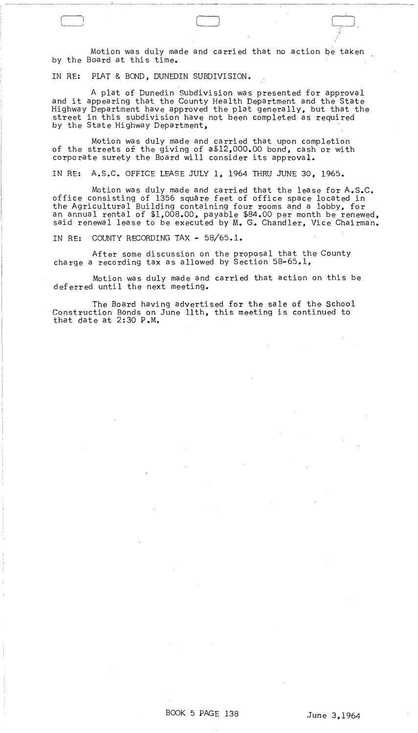Motion was duly made and carried that no action be taken by the Board at this time.

IN RE: PLAT & BOND, DUNEDIN SUBDIVISION.

A plat of Dunedin Subdivision was presented for approval and it appearing that the County Health Department and the State Highway Department have approved the plat generally, but that the street in this subdivision have not been completed as required by the State Highway Department,

Motion was duly made and carried that upon completion of the streets of the giving of a$12,000.00 bond, cash or with corporate surety the Board will consider its approval.

IN RE: A.S.C. OFFICE LEASE JULY 1, 1964 THRU JUNE 30, 1965.

Motion was duly made and carried that the lease for A.S.C. office consisting of 1356 square feet of office space located in the Agricultural Building containing four rooms and a lobby, for an annual rental of $1,008.00, payable $84.00 per month be renewed, said renewal lease to be executed by M. G. Chandler, Vice Chairman.

IN RE: COUNTY RECORDING TAX - 58/65.1.

After some discussion on the proposal that the County charge a recording tax as allowed by Section 58-65.1,

Motion was duly made and carried that action on this be deferred until the next meeting.

The Board having advertised for the sale of the School Construction Bonds on June 11th, this meeting is continued to that date at 2:30 P.M.

BOOK 5 PAGE 138 June 3,1964